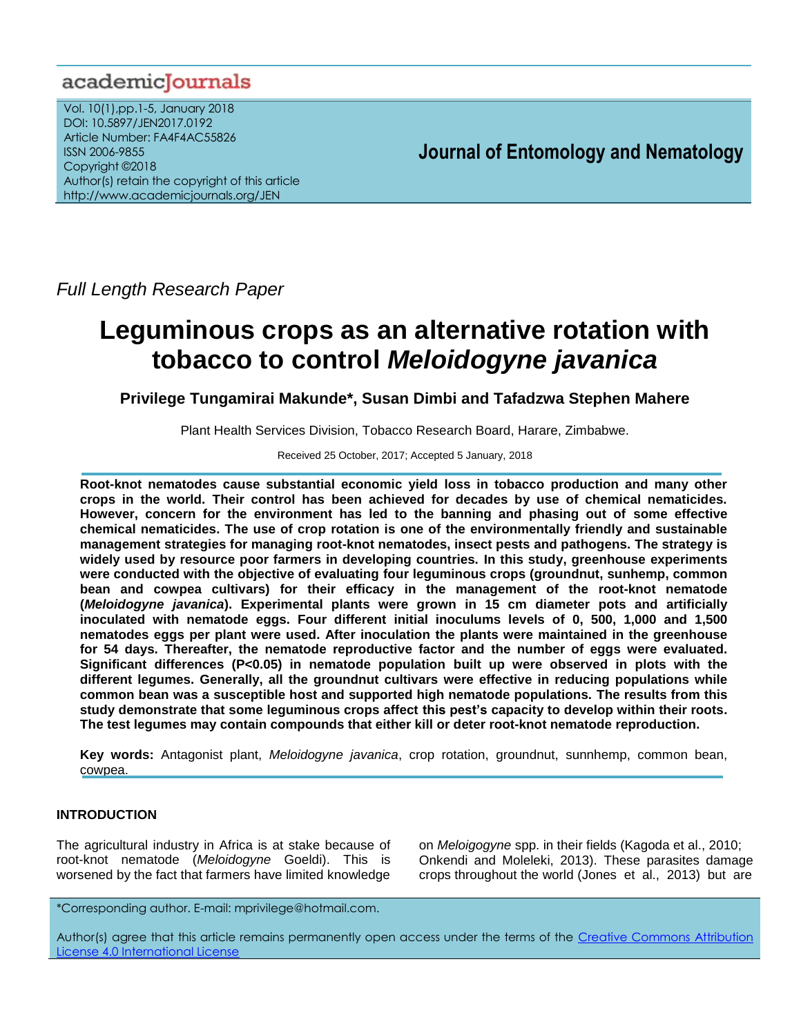Full Length Research Paper

# Leguminous crops as an alternative rotation with tobacco to control *Meloidogyne javanica*

**Privilege Tungamirai Makunde\*, Susan Dimbi and Tafadzwa Stephen Mahere**

Plant Health Services Division, Tobacco Research Board, Harare, Zimbabwe.

Received 25 October, 2017; Accepted 5 January, 2018

**Root-knot nematodes cause substantial economic yield loss in tobacco production and many other crops in the world. Their control has been achieved for decades by use of chemical nematicides. However, concern for the environment has led to the banning and phasing out of some effective chemical nematicides. The use of crop rotation is one of the environmentally friendly and sustainable management strategies for managing root-knot nematodes, insect pests and pathogens. The strategy is widely used by resource poor farmers in developing countries. In this study, greenhouse experiments were conducted with the objective of evaluating four leguminous crops (groundnut, sunhemp, common bean and cowpea cultivars) for their efficacy in the management of the root-knot nematode (*Meloidogyne javanica*). Experimental plants were grown in 15 cm diameter pots and artificially inoculated with nematode eggs. Four different initial inoculums levels of 0, 500, 1,000 and 1,500 nematodes eggs per plant were used. After inoculation the plants were maintained in the greenhouse for 54 days. Thereafter, the nematode reproductive factor and the number of eggs were evaluated. Significant differences (P<0.05) in nematode population built up were observed in plots with the different legumes. Generally, all the groundnut cultivars were effective in reducing populations while common bean was a susceptible host and supported high nematode populations. The results from this study demonstrate that some leguminous crops affect this pest's capacity to develop within their roots. The test legumes may contain compounds that either kill or deter root-knot nematode reproduction.**

**Key words:** Antagonist plant, *Meloidogyne javanica*, crop rotation, groundnut, sunhemp, common bean, cowpea.

## INTRODUCTION

The agricultural industry in Africa is at stake because of root-knot nematode (*Meloidogyne* Goeldi). This is worsened by the fact that farmers have limited knowledge on *Meloigogyne* spp. in their fields (Kagoda et al., 2010; Onkendi and Moleleki, 2013). These parasites damage crops throughout the world (Jones et al., 2013) but are

\*Corresponding author. E-mail: mprivilege@hotmail.com.

Author(s) agree that this article remains permanently open access under the terms of the Creative Commons Attribution License 4.0 International License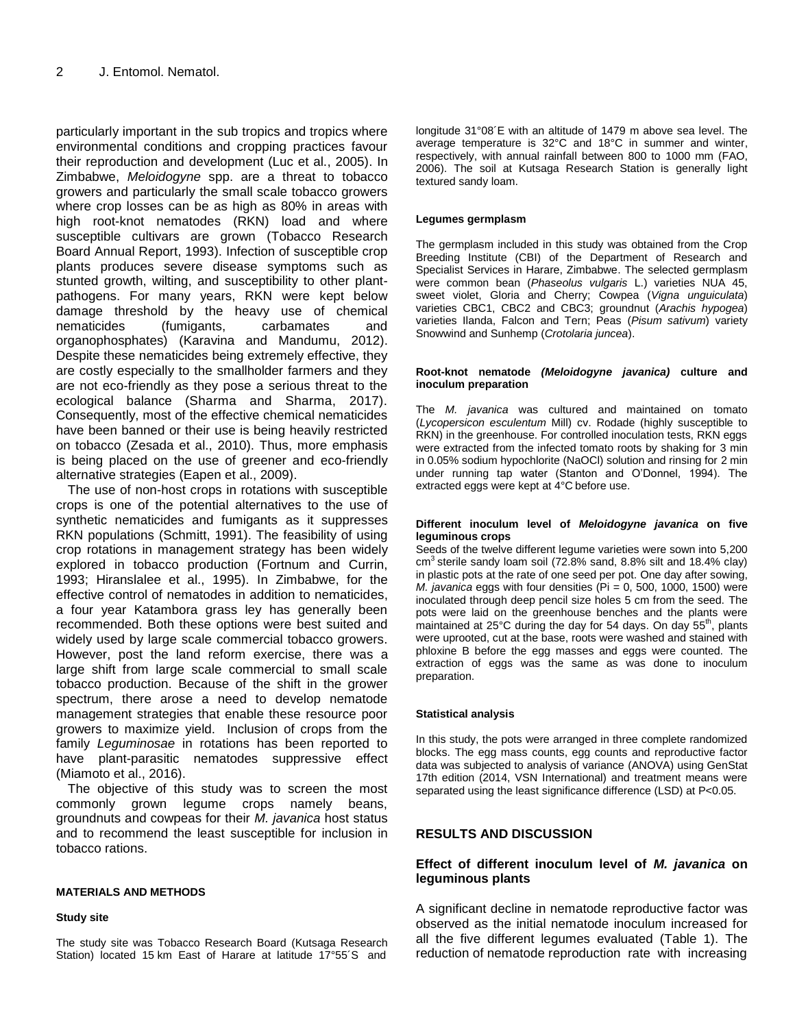particularly important in the sub tropics and tropics where environmental conditions and cropping practices favour their reproduction and development (Luc et al., 2005). In Zimbabwe, *Meloidogyne* spp. are a threat to tobacco growers and particularly the small scale tobacco growers where crop losses can be as high as 80% in areas with high root-knot nematodes (RKN) load and where susceptible cultivars are grown (Tobacco Research Board Annual Report, 1993). Infection of susceptible crop plants produces severe disease symptoms such as stunted growth, wilting, and susceptibility to other plant-pathogens. For many years, RKN were kept below damage threshold by the heavy use of chemical nematicides (fumigants, carbamates and organophosphates) (Karavina and Mandumu, 2012). Despite these nematicides being extremely effective, they are costly especially to the smallholder farmers and they are not eco-friendly as they pose a serious threat to the ecological balance (Sharma and Sharma, 2017). Consequently, most of the effective chemical nematicides have been banned or their use is being heavily restricted on tobacco (Zesada et al., 2010). Thus, more emphasis is being placed on the use of greener and eco-friendly alternative strategies (Eapen et al., 2009).

The use of non-host crops in rotations with susceptible crops is one of the potential alternatives to the use of synthetic nematicides and fumigants as it suppresses RKN populations (Schmitt, 1991). The feasibility of using crop rotations in management strategy has been widely explored in tobacco production (Fortnum and Currin, 1993; Hiranslalee et al., 1995). In Zimbabwe, for the effective control of nematodes in addition to nematicides, a four year Katambora grass ley has generally been recommended. Both these options were best suited and widely used by large scale commercial tobacco growers. However, post the land reform exercise, there was a large shift from large scale commercial to small scale tobacco production. Because of the shift in the grower spectrum, there arose a need to develop nematode management strategies that enable these resource poor growers to maximize yield. Inclusion of crops from the family *Leguminosae* in rotations has been reported to have plant-parasitic nematodes suppressive effect (Miamoto et al., 2016).

The objective of this study was to screen the most commonly grown legume crops namely beans, groundnuts and cowpeas for their *M. javanica* host status and to recommend the least susceptible for inclusion in tobacco rations.

## MATERIALS AND METHODS

### Study site

The study site was Tobacco Research Board (Kutsaga Research Station) located 15 km East of Harare at latitude 17°55´S and longitude 31°08´E with an altitude of 1479 m above sea level. The average temperature is 32°C and 18°C in summer and winter, respectively, with annual rainfall between 800 to 1000 mm (FAO, 2006). The soil at Kutsaga Research Station is generally light textured sandy loam.

### Legumes germplasm

The germplasm included in this study was obtained from the Crop Breeding Institute (CBI) of the Department of Research and Specialist Services in Harare, Zimbabwe. The selected germplasm were common bean (*Phaseolus vulgaris* L.) varieties NUA 45, sweet violet, Gloria and Cherry; Cowpea (*Vigna unguiculata*) varieties CBC1, CBC2 and CBC3; groundnut (*Arachis hypogea*) varieties Ilanda, Falcon and Tern; Peas (*Pisum sativum*) variety Snowwind and Sunhemp (*Crotolaria juncea*).

### Root-knot nematode *(Meloidogyne javanica)* culture and inoculum preparation

The *M. javanica* was cultured and maintained on tomato (*Lycopersicon esculentum* Mill) cv. Rodade (highly susceptible to RKN) in the greenhouse. For controlled inoculation tests, RKN eggs were extracted from the infected tomato roots by shaking for 3 min in 0.05% sodium hypochlorite (NaOCl) solution and rinsing for 2 min under running tap water (Stanton and O'Donnel, 1994). The extracted eggs were kept at 4°C before use.

### Different inoculum level of *Meloidogyne javanica* on five leguminous crops

Seeds of the twelve different legume varieties were sown into 5,200 $cm^3$ sterile sandy loam soil (72.8% sand, 8.8% silt and 18.4% clay) in plastic pots at the rate of one seed per pot. One day after sowing, *M. javanica* eggs with four densities (Pi = 0, 500, 1000, 1500) were inoculated through deep pencil size holes 5 cm from the seed. The pots were laid on the greenhouse benches and the plants were maintained at 25°C during the day for 54 days. On day $55^{th}$, plants were uprooted, cut at the base, roots were washed and stained with phloxine B before the egg masses and eggs were counted. The extraction of eggs was the same as was done to inoculum preparation.

### Statistical analysis

In this study, the pots were arranged in three complete randomized blocks. The egg mass counts, egg counts and reproductive factor data was subjected to analysis of variance (ANOVA) using GenStat 17th edition (2014, VSN International) and treatment means were separated using the least significance difference (LSD) at P<0.05.

## RESULTS AND DISCUSSION

### Effect of different inoculum level of *M. javanica* on leguminous plants

A significant decline in nematode reproductive factor was observed as the initial nematode inoculum increased for all the five different legumes evaluated (Table 1). The reduction of nematode reproduction rate with increasing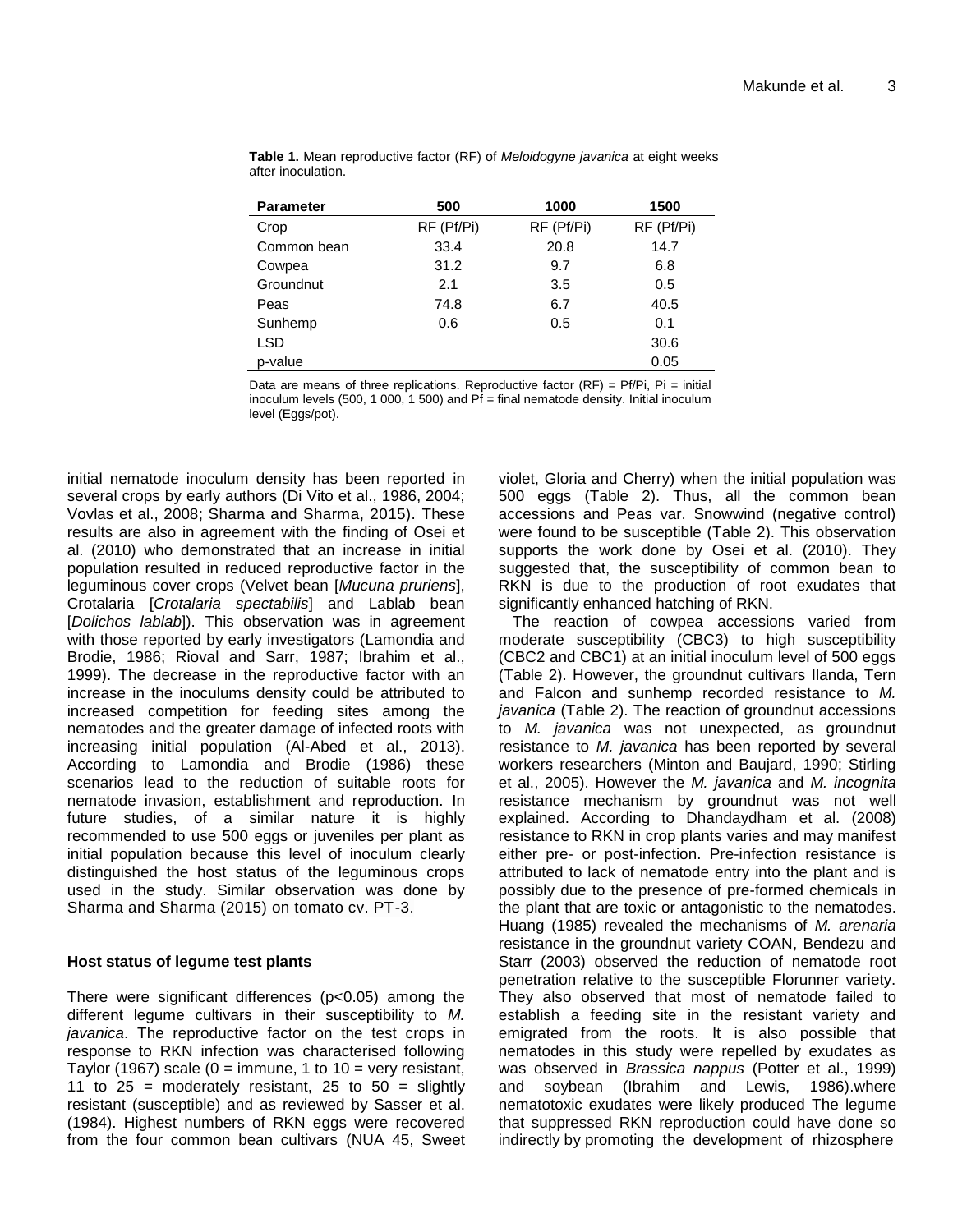**Table 1.** Mean reproductive factor (RF) of *Meloidogyne javanica* at eight weeks after inoculation.

| Parameter | 500 | 1000 | 1500 |
|---|---|---|---|
| Crop | RF (Pf/Pi) | RF (Pf/Pi) | RF (Pf/Pi) |
| Common bean | 33.4 | 20.8 | 14.7 |
| Cowpea | 31.2 | 9.7 | 6.8 |
| Groundnut | 2.1 | 3.5 | 0.5 |
| Peas | 74.8 | 6.7 | 40.5 |
| Sunhemp | 0.6 | 0.5 | 0.1 |
| LSD | | | 30.6 |
| p-value | | | 0.05 |

Data are means of three replications. Reproductive factor (RF) = Pf/Pi, Pi = initial inoculum levels (500, 1 000, 1 500) and Pf = final nematode density. Initial inoculum level (Eggs/pot).

initial nematode inoculum density has been reported in several crops by early authors (Di Vito et al., 1986, 2004; Vovlas et al., 2008; Sharma and Sharma, 2015). These results are also in agreement with the finding of Osei et al. (2010) who demonstrated that an increase in initial population resulted in reduced reproductive factor in the leguminous cover crops (Velvet bean [*Mucuna pruriens*], Crotalaria [*Crotalaria spectabilis*] and Lablab bean [*Dolichos lablab*]). This observation was in agreement with those reported by early investigators (Lamondia and Brodie, 1986; Rioval and Sarr, 1987; Ibrahim et al., 1999). The decrease in the reproductive factor with an increase in the inoculums density could be attributed to increased competition for feeding sites among the nematodes and the greater damage of infected roots with increasing initial population (Al-Abed et al., 2013). According to Lamondia and Brodie (1986) these scenarios lead to the reduction of suitable roots for nematode invasion, establishment and reproduction. In future studies, of a similar nature it is highly recommended to use 500 eggs or juveniles per plant as initial population because this level of inoculum clearly distinguished the host status of the leguminous crops used in the study. Similar observation was done by Sharma and Sharma (2015) on tomato cv. PT-3.

### Host status of legume test plants

There were significant differences ($p<0.05$) among the different legume cultivars in their susceptibility to *M. javanica*. The reproductive factor on the test crops in response to RKN infection was characterised following Taylor (1967) scale (0 = immune, 1 to 10 = very resistant, 11 to 25 = moderately resistant, 25 to 50 = slightly resistant (susceptible) and as reviewed by Sasser et al. (1984). Highest numbers of RKN eggs were recovered from the four common bean cultivars (NUA 45, Sweet violet, Gloria and Cherry) when the initial population was 500 eggs (Table 2). Thus, all the common bean accessions and Peas var. Snowwind (negative control) were found to be susceptible (Table 2). This observation supports the work done by Osei et al. (2010). They suggested that, the susceptibility of common bean to RKN is due to the production of root exudates that significantly enhanced hatching of RKN.

The reaction of cowpea accessions varied from moderate susceptibility (CBC3) to high susceptibility (CBC2 and CBC1) at an initial inoculum level of 500 eggs (Table 2). However, the groundnut cultivars Ilanda, Tern and Falcon and sunhemp recorded resistance to *M. javanica* (Table 2). The reaction of groundnut accessions to *M. javanica* was not unexpected, as groundnut resistance to *M. javanica* has been reported by several workers researchers (Minton and Baujard, 1990; Stirling et al., 2005). However the *M. javanica* and *M. incognita* resistance mechanism by groundnut was not well explained. According to Dhandaydham et al. (2008) resistance to RKN in crop plants varies and may manifest either pre- or post-infection. Pre-infection resistance is attributed to lack of nematode entry into the plant and is possibly due to the presence of pre-formed chemicals in the plant that are toxic or antagonistic to the nematodes. Huang (1985) revealed the mechanisms of *M. arenaria* resistance in the groundnut variety COAN, Bendezu and Starr (2003) observed the reduction of nematode root penetration relative to the susceptible Florunner variety. They also observed that most of nematode failed to establish a feeding site in the resistant variety and emigrated from the roots. It is also possible that nematodes in this study were repelled by exudates as was observed in *Brassica nappus* (Potter et al., 1999) and soybean (Ibrahim and Lewis, 1986).where nematotoxic exudates were likely produced The legume that suppressed RKN reproduction could have done so indirectly by promoting the development of rhizosphere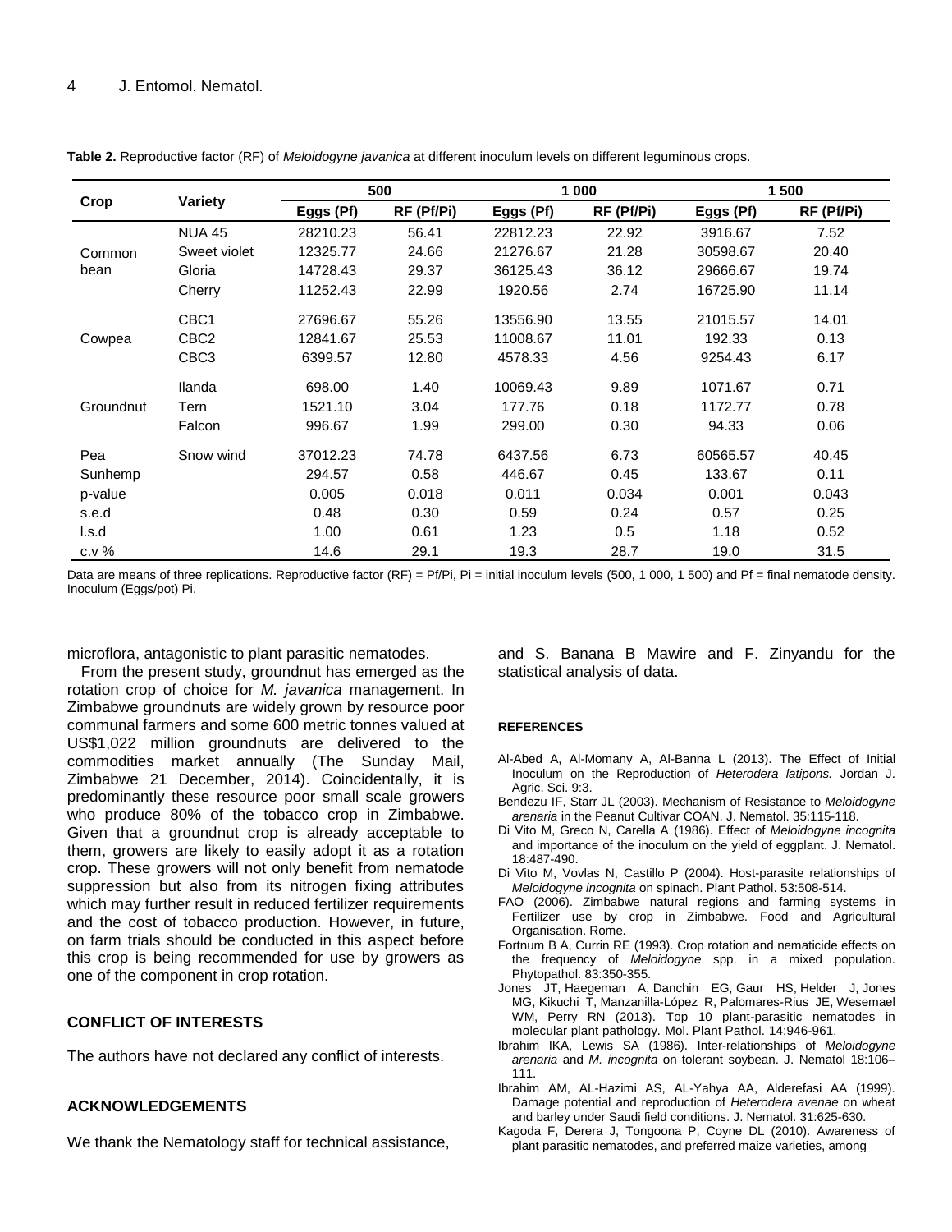**Table 2.** Reproductive factor (RF) of *Meloidogyne javanica* at different inoculum levels on different leguminous crops.

| Crop | Variety | 500 | | 1 000 | | 1 500 | |
|---|---|---|---|---|---|---|---|
| | | Eggs (Pf) | RF (Pf/Pi) | Eggs (Pf) | RF (Pf/Pi) | Eggs (Pf) | RF (Pf/Pi) |
| Common bean | NUA 45 | 28210.23 | 56.41 | 22812.23 | 22.92 | 3916.67 | 7.52 |
| | Sweet violet | 12325.77 | 24.66 | 21276.67 | 21.28 | 30598.67 | 20.40 |
| | Gloria | 14728.43 | 29.37 | 36125.43 | 36.12 | 29666.67 | 19.74 |
| | Cherry | 11252.43 | 22.99 | 1920.56 | 2.74 | 16725.90 | 11.14 |
| Cowpea | CBC1 | 27696.67 | 55.26 | 13556.90 | 13.55 | 21015.57 | 14.01 |
| | CBC2 | 12841.67 | 25.53 | 11008.67 | 11.01 | 192.33 | 0.13 |
| | CBC3 | 6399.57 | 12.80 | 4578.33 | 4.56 | 9254.43 | 6.17 |
| Groundnut | Ilanda | 698.00 | 1.40 | 10069.43 | 9.89 | 1071.67 | 0.71 |
| | Tern | 1521.10 | 3.04 | 177.76 | 0.18 | 1172.77 | 0.78 |
| | Falcon | 996.67 | 1.99 | 299.00 | 0.30 | 94.33 | 0.06 |
| Pea | Snow wind | 37012.23 | 74.78 | 6437.56 | 6.73 | 60565.57 | 40.45 |
| Sunhemp | | 294.57 | 0.58 | 446.67 | 0.45 | 133.67 | 0.11 |
| p-value | | 0.005 | 0.018 | 0.011 | 0.034 | 0.001 | 0.043 |
| s.e.d | | 0.48 | 0.30 | 0.59 | 0.24 | 0.57 | 0.25 |
| l.s.d | | 1.00 | 0.61 | 1.23 | 0.5 | 1.18 | 0.52 |
| c.v % | | 14.6 | 29.1 | 19.3 | 28.7 | 19.0 | 31.5 |

Data are means of three replications. Reproductive factor (RF) = Pf/Pi, Pi = initial inoculum levels (500, 1 000, 1 500) and Pf = final nematode density. Inoculum (Eggs/pot) Pi.

microflora, antagonistic to plant parasitic nematodes.

From the present study, groundnut has emerged as the rotation crop of choice for *M. javanica* management. In Zimbabwe groundnuts are widely grown by resource poor communal farmers and some 600 metric tonnes valued at US$1,022 million groundnuts are delivered to the commodities market annually (The Sunday Mail, Zimbabwe 21 December, 2014). Coincidentally, it is predominantly these resource poor small scale growers who produce 80% of the tobacco crop in Zimbabwe. Given that a groundnut crop is already acceptable to them, growers are likely to easily adopt it as a rotation crop. These growers will not only benefit from nematode suppression but also from its nitrogen fixing attributes which may further result in reduced fertilizer requirements and the cost of tobacco production. However, in future, on farm trials should be conducted in this aspect before this crop is being recommended for use by growers as one of the component in crop rotation.

## CONFLICT OF INTERESTS

The authors have not declared any conflict of interests.

## ACKNOWLEDGEMENTS

We thank the Nematology staff for technical assistance, and S. Banana B Mawire and F. Zinyandu for the statistical analysis of data.

## REFERENCES

Al-Abed A, Al-Momany A, Al-Banna L (2013). The Effect of Initial Inoculum on the Reproduction of *Heterodera latipons.* Jordan J. Agric. Sci. 9:3.

Bendezu IF, Starr JL (2003). Mechanism of Resistance to *Meloidogyne arenaria* in the Peanut Cultivar COAN. J. Nematol. 35:115-118.

Di Vito M, Greco N, Carella A (1986). Effect of *Meloidogyne incognita* and importance of the inoculum on the yield of eggplant. J. Nematol. 18:487-490.

Di Vito M, Vovlas N, Castillo P (2004). Host-parasite relationships of *Meloidogyne incognita* on spinach. Plant Pathol. 53:508-514.

FAO (2006). Zimbabwe natural regions and farming systems in Fertilizer use by crop in Zimbabwe. Food and Agricultural Organisation. Rome.

Fortnum B A, Currin RE (1993). Crop rotation and nematicide effects on the frequency of *Meloidogyne* spp. in a mixed population. Phytopathol. 83:350-355.

Jones JT, Haegeman A, Danchin EG, Gaur HS, Helder J, Jones MG, Kikuchi T, Manzanilla-López R, Palomares-Rius JE, Wesemael WM, Perry RN (2013). Top 10 plant-parasitic nematodes in molecular plant pathology. Mol. Plant Pathol. 14:946-961.

Ibrahim IKA, Lewis SA (1986). Inter-relationships of *Meloidogyne arenaria* and *M. incognita* on tolerant soybean. J. Nematol 18:106–111.

Ibrahim AM, AL-Hazimi AS, AL-Yahya AA, Alderefasi AA (1999). Damage potential and reproduction of *Heterodera avenae* on wheat and barley under Saudi field conditions. J. Nematol. 31:625-630.

Kagoda F, Derera J, Tongoona P, Coyne DL (2010). Awareness of plant parasitic nematodes, and preferred maize varieties, among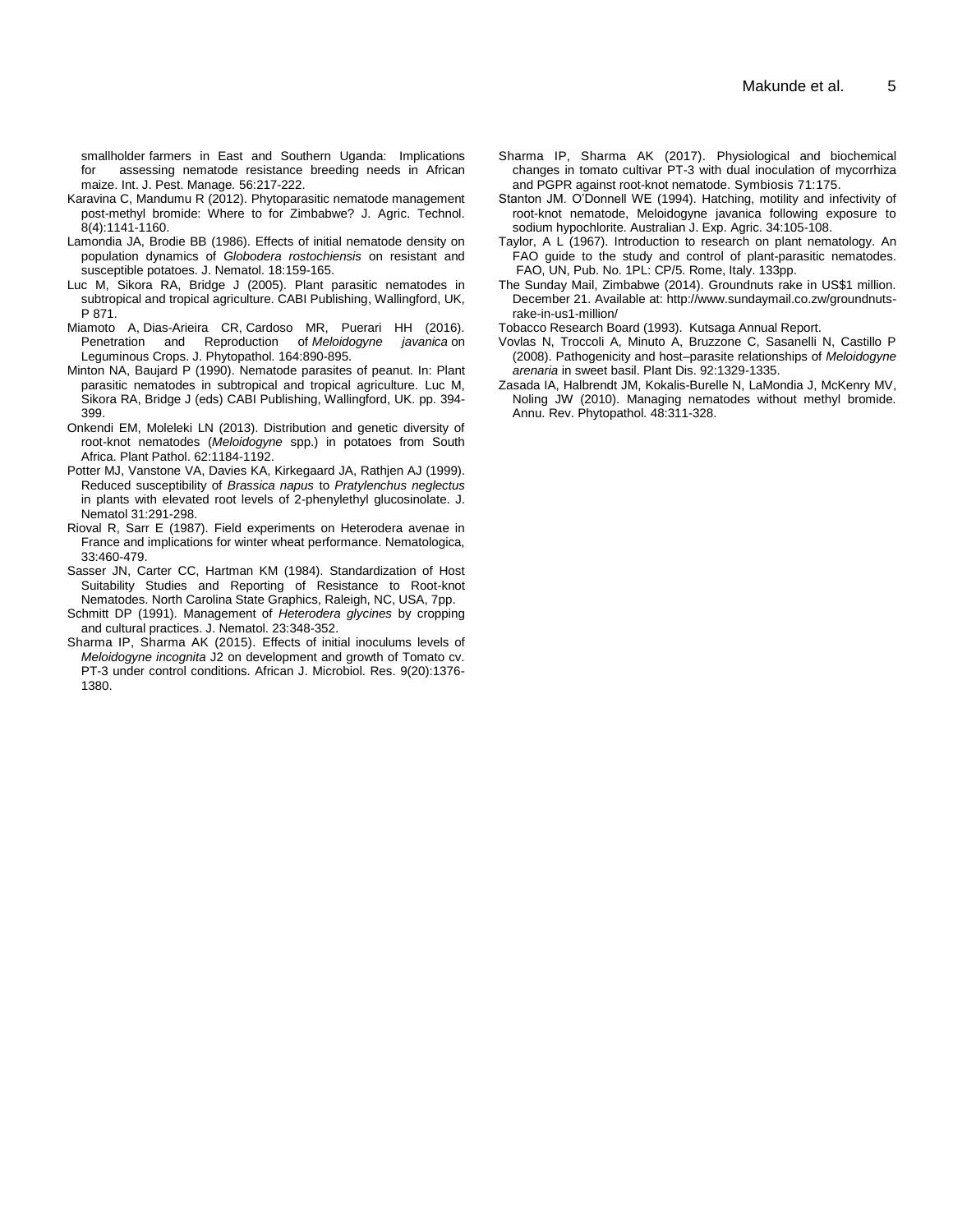smallholder farmers in East and Southern Uganda: Implications for assessing nematode resistance breeding needs in African maize. Int. J. Pest. Manage. 56:217-222.

Karavina C, Mandumu R (2012). Phytoparasitic nematode management post-methyl bromide: Where to for Zimbabwe? J. Agric. Technol. 8(4):1141-1160.

Lamondia JA, Brodie BB (1986). Effects of initial nematode density on population dynamics of *Globodera rostochiensis* on resistant and susceptible potatoes. J. Nematol. 18:159-165.

Luc M, Sikora RA, Bridge J (2005). Plant parasitic nematodes in subtropical and tropical agriculture. CABI Publishing, Wallingford, UK, P 871.

Miamoto A, Dias-Arieira CR, Cardoso MR, Puerari HH (2016). Penetration and Reproduction of *Meloidogyne javanica* on Leguminous Crops. J. Phytopathol. 164:890-895.

Minton NA, Baujard P (1990). Nematode parasites of peanut. In: Plant parasitic nematodes in subtropical and tropical agriculture. Luc M, Sikora RA, Bridge J (eds) CABI Publishing, Wallingford, UK. pp. 394-399.

Onkendi EM, Moleleki LN (2013). Distribution and genetic diversity of root-knot nematodes (*Meloidogyne* spp.) in potatoes from South Africa. Plant Pathol. 62:1184-1192.

Potter MJ, Vanstone VA, Davies KA, Kirkegaard JA, Rathjen AJ (1999). Reduced susceptibility of *Brassica napus* to *Pratylenchus neglectus* in plants with elevated root levels of 2-phenylethyl glucosinolate. J. Nematol 31:291-298.

Rioval R, Sarr E (1987). Field experiments on Heterodera avenae in France and implications for winter wheat performance. Nematologica, 33:460-479.

Sasser JN, Carter CC, Hartman KM (1984). Standardization of Host Suitability Studies and Reporting of Resistance to Root-knot Nematodes. North Carolina State Graphics, Raleigh, NC, USA, 7pp.

Schmitt DP (1991). Management of *Heterodera glycines* by cropping and cultural practices. J. Nematol. 23:348-352.

Sharma IP, Sharma AK (2015). Effects of initial inoculums levels of *Meloidogyne incognita* J2 on development and growth of Tomato cv. PT-3 under control conditions. African J. Microbiol. Res. 9(20):1376-1380.

Sharma IP, Sharma AK (2017). Physiological and biochemical changes in tomato cultivar PT-3 with dual inoculation of mycorrhiza and PGPR against root-knot nematode. Symbiosis 71:175.

Stanton JM. O'Donnell WE (1994). Hatching, motility and infectivity of root-knot nematode, Meloidogyne javanica following exposure to sodium hypochlorite. Australian J. Exp. Agric. 34:105-108.

Taylor, A L (1967). Introduction to research on plant nematology. An FAO guide to the study and control of plant-parasitic nematodes. FAO, UN, Pub. No. 1PL: CP/5. Rome, Italy. 133pp.

The Sunday Mail, Zimbabwe (2014). Groundnuts rake in US$1 million. December 21. Available at: http://www.sundaymail.co.zw/groundnuts-rake-in-us1-million/

Tobacco Research Board (1993). Kutsaga Annual Report.

Vovlas N, Troccoli A, Minuto A, Bruzzone C, Sasanelli N, Castillo P (2008). Pathogenicity and host–parasite relationships of *Meloidogyne arenaria* in sweet basil. Plant Dis. 92:1329-1335.

Zasada IA, Halbrendt JM, Kokalis-Burelle N, LaMondia J, McKenry MV, Noling JW (2010). Managing nematodes without methyl bromide. Annu. Rev. Phytopathol. 48:311-328.